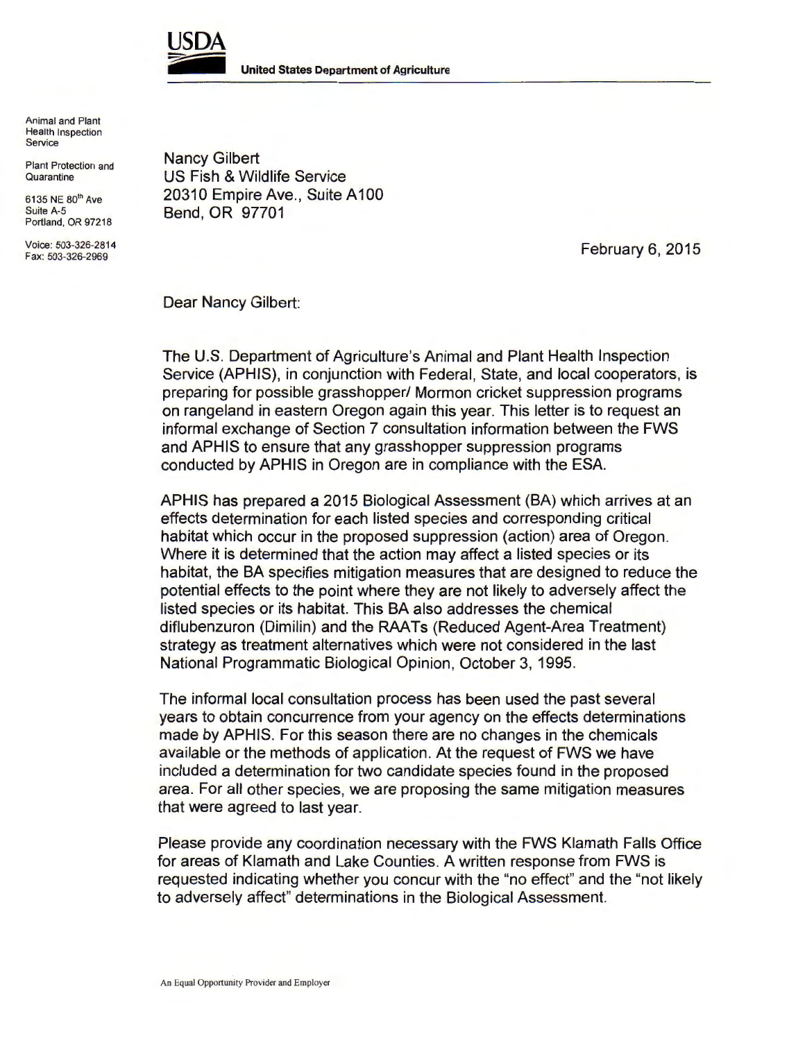**USDA**

**United States Department of Agriculture**

Animal and Plant Health Inspection Service

Plant Protection and Quarantine

6135 NE 80th Ave
Suite A-5
Portland, OR 97218

Voice: 503-326-2814
Fax: 503-326-2969

Nancy Gilbert
US Fish & Wildlife Service
20310 Empire Ave., Suite A100
Bend, OR 97701

February 6, 2015

Dear Nancy Gilbert:

The U.S. Department of Agriculture's Animal and Plant Health Inspection Service (APHIS), in conjunction with Federal, State, and local cooperators, is preparing for possible grasshopper/ Mormon cricket suppression programs on rangeland in eastern Oregon again this year. This letter is to request an informal exchange of Section 7 consultation information between the FWS and APHIS to ensure that any grasshopper suppression programs conducted by APHIS in Oregon are in compliance with the ESA.

APHIS has prepared a 2015 Biological Assessment (BA) which arrives at an effects determination for each listed species and corresponding critical habitat which occur in the proposed suppression (action) area of Oregon. Where it is determined that the action may affect a listed species or its habitat, the BA specifies mitigation measures that are designed to reduce the potential effects to the point where they are not likely to adversely affect the listed species or its habitat. This BA also addresses the chemical diflubenzuron (Dimilin) and the RAATs (Reduced Agent-Area Treatment) strategy as treatment alternatives which were not considered in the last National Programmatic Biological Opinion, October 3, 1995.

The informal local consultation process has been used the past several years to obtain concurrence from your agency on the effects determinations made by APHIS. For this season there are no changes in the chemicals available or the methods of application. At the request of FWS we have included a determination for two candidate species found in the proposed area. For all other species, we are proposing the same mitigation measures that were agreed to last year.

Please provide any coordination necessary with the FWS Klamath Falls Office for areas of Klamath and Lake Counties. A written response from FWS is requested indicating whether you concur with the "no effect" and the "not likely to adversely affect" determinations in the Biological Assessment.

An Equal Opportunity Provider and Employer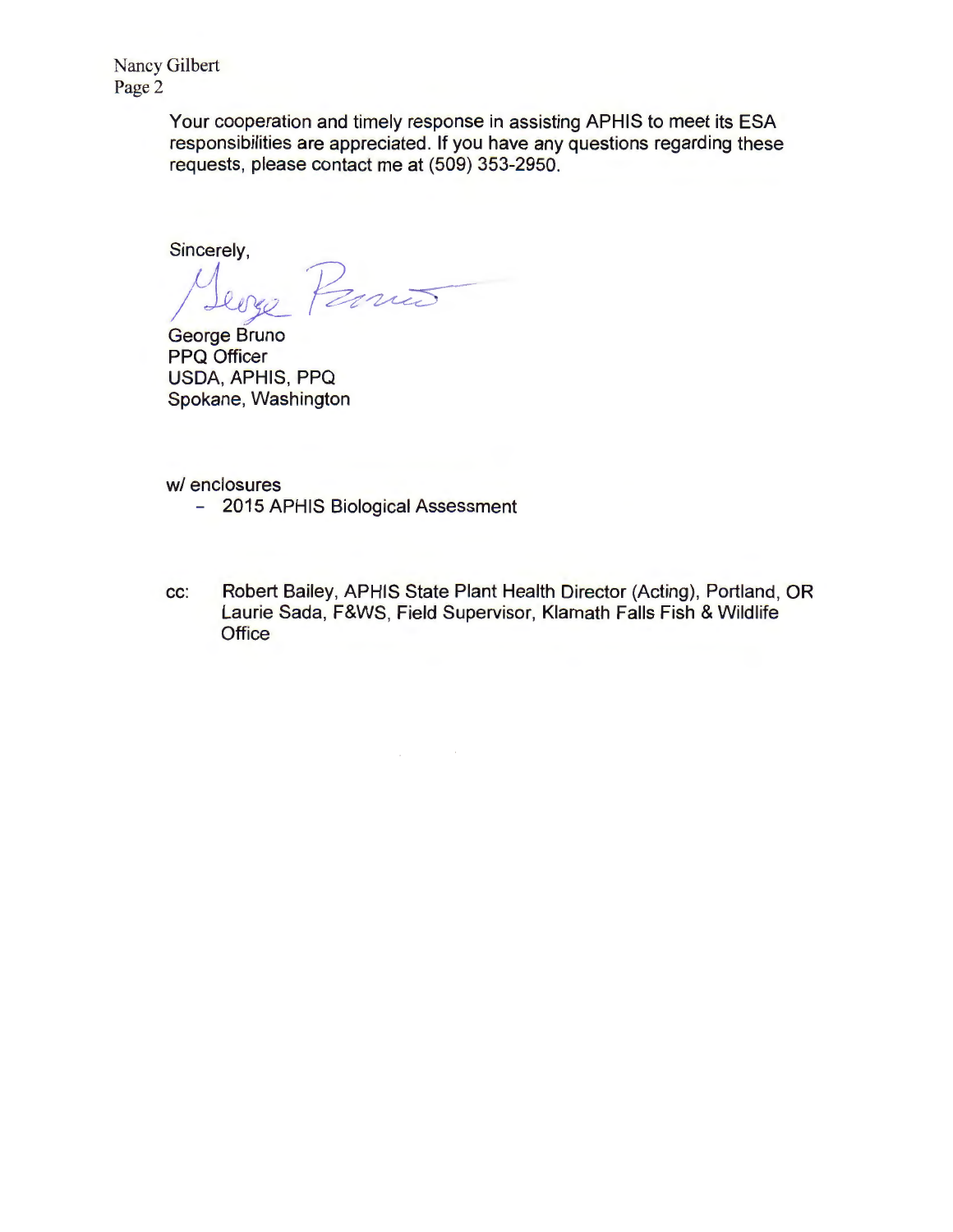Your cooperation and timely response in assisting APHIS to meet its ESA responsibilities are appreciated. If you have any questions regarding these requests, please contact me at (509) 353-2950.

Sincerely,

George Bruno
PPQ Officer
USDA, APHIS, PPQ
Spokane, Washington

w/ enclosures

- 2015 APHIS Biological Assessment

cc: Robert Bailey, APHIS State Plant Health Director (Acting), Portland, OR
Laurie Sada, F&WS, Field Supervisor, Klamath Falls Fish & Wildlife Office